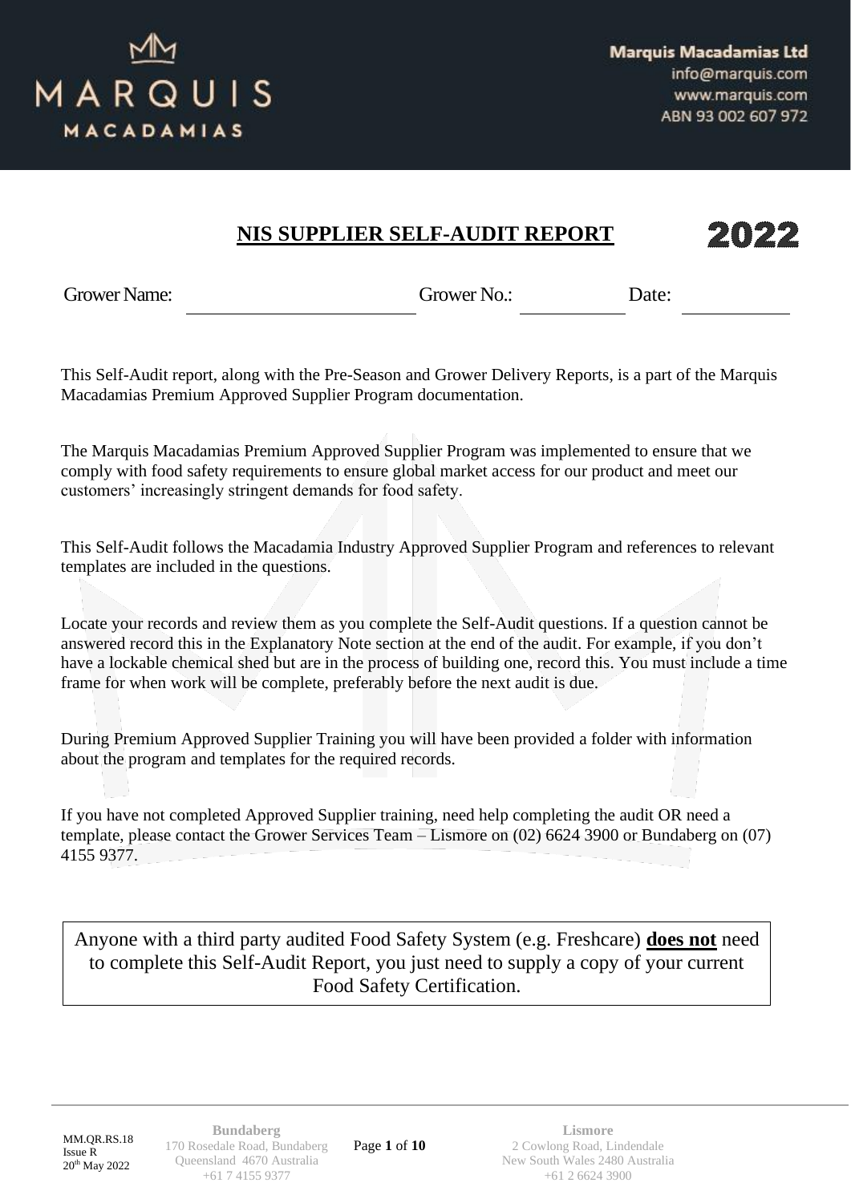Marquis Macadamias Ltd
info@marquis.com
www.marquis.com
ABN 93 002 607 972

# NIS SUPPLIER SELF-AUDIT REPORT 2022

Grower Name: ____________________ Grower No.: __________ Date: __________

This Self-Audit report, along with the Pre-Season and Grower Delivery Reports, is a part of the Marquis Macadamias Premium Approved Supplier Program documentation.

The Marquis Macadamias Premium Approved Supplier Program was implemented to ensure that we comply with food safety requirements to ensure global market access for our product and meet our customers' increasingly stringent demands for food safety.

This Self-Audit follows the Macadamia Industry Approved Supplier Program and references to relevant templates are included in the questions.

Locate your records and review them as you complete the Self-Audit questions. If a question cannot be answered record this in the Explanatory Note section at the end of the audit. For example, if you don't have a lockable chemical shed but are in the process of building one, record this. You must include a time frame for when work will be complete, preferably before the next audit is due.

During Premium Approved Supplier Training you will have been provided a folder with information about the program and templates for the required records.

If you have not completed Approved Supplier training, need help completing the audit OR need a template, please contact the Grower Services Team – Lismore on (02) 6624 3900 or Bundaberg on (07) 4155 9377.

> Anyone with a third party audited Food Safety System (e.g. Freshcare) **does not** need to complete this Self-Audit Report, you just need to supply a copy of your current Food Safety Certification.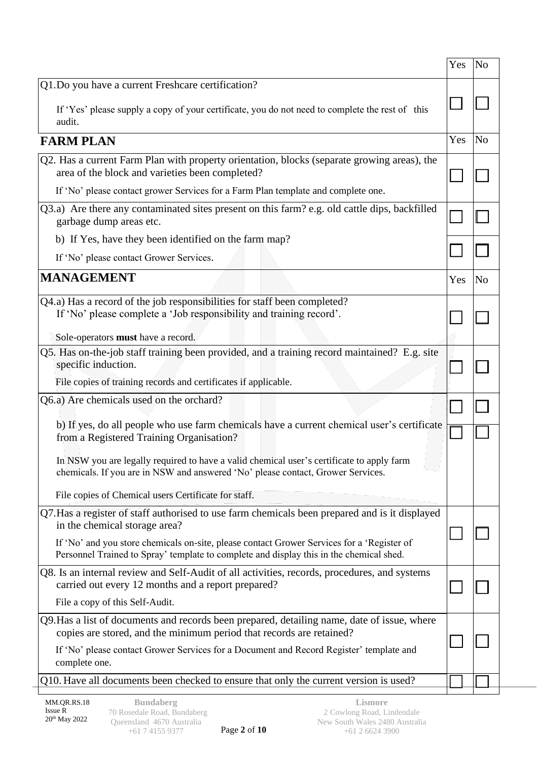| | Yes | No |
|---|---|---|
| Q1. Do you have a current Freshcare certification?<br><br>If 'Yes' please supply a copy of your certificate, you do not need to complete the rest of this audit. | ☐ | ☐ |
| **FARM PLAN** | Yes | No |
| Q2. Has a current Farm Plan with property orientation, blocks (separate growing areas), the area of the block and varieties been completed?<br><br>If 'No' please contact grower Services for a Farm Plan template and complete one. | ☐ | ☐ |
| Q3.a) Are there any contaminated sites present on this farm? e.g. old cattle dips, backfilled garbage dump areas etc. | ☐ | ☐ |
| b) If Yes, have they been identified on the farm map?<br><br>If 'No' please contact Grower Services. | ☐ | ☐ |
| **MANAGEMENT** | Yes | No |
| Q4.a) Has a record of the job responsibilities for staff been completed?<br>If 'No' please complete a 'Job responsibility and training record'.<br><br>Sole-operators **must** have a record. | ☐ | ☐ |
| Q5. Has on-the-job staff training been provided, and a training record maintained? E.g. site specific induction.<br><br>File copies of training records and certificates if applicable. | ☐ | ☐ |
| Q6.a) Are chemicals used on the orchard? | ☐ | ☐ |
| b) If yes, do all people who use farm chemicals have a current chemical user's certificate from a Registered Training Organisation?<br><br>In NSW you are legally required to have a valid chemical user's certificate to apply farm chemicals. If you are in NSW and answered 'No' please contact, Grower Services.<br><br>File copies of Chemical users Certificate for staff. | ☐ | ☐ |
| Q7. Has a register of staff authorised to use farm chemicals been prepared and is it displayed in the chemical storage area?<br><br>If 'No' and you store chemicals on-site, please contact Grower Services for a 'Register of Personnel Trained to Spray' template to complete and display this in the chemical shed. | ☐ | ☐ |
| Q8. Is an internal review and Self-Audit of all activities, records, procedures, and systems carried out every 12 months and a report prepared?<br><br>File a copy of this Self-Audit. | ☐ | ☐ |
| Q9. Has a list of documents and records been prepared, detailing name, date of issue, where copies are stored, and the minimum period that records are retained?<br><br>If 'No' please contact Grower Services for a Document and Record Register' template and complete one. | ☐ | ☐ |
| Q10. Have all documents been checked to ensure that only the current version is used? | ☐ | ☐ |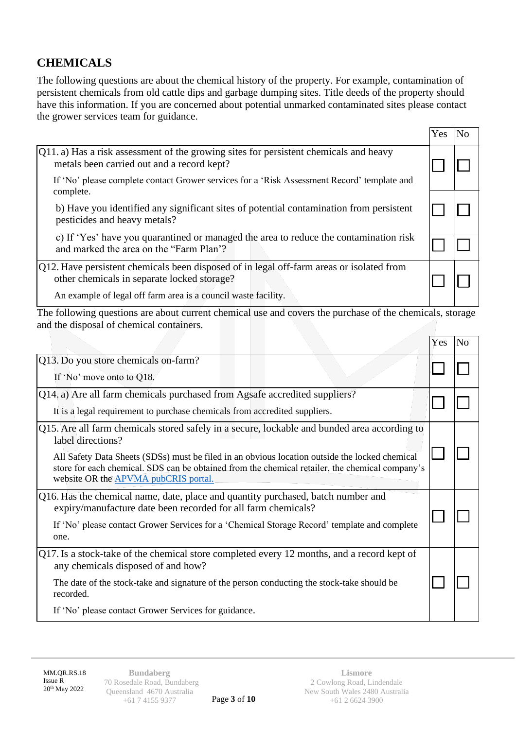## CHEMICALS

The following questions are about the chemical history of the property. For example, contamination of persistent chemicals from old cattle dips and garbage dumping sites. Title deeds of the property should have this information. If you are concerned about potential unmarked contaminated sites please contact the grower services team for guidance.

| | Yes | No |
|---|---|---|
| Q11. a) Has a risk assessment of the growing sites for persistent chemicals and heavy metals been carried out and a record kept?<br>If 'No' please complete contact Grower services for a 'Risk Assessment Record' template and complete. | ☐ | ☐ |
| b) Have you identified any significant sites of potential contamination from persistent pesticides and heavy metals? | ☐ | ☐ |
| c) If 'Yes' have you quarantined or managed the area to reduce the contamination risk and marked the area on the "Farm Plan"? | ☐ | ☐ |
| Q12. Have persistent chemicals been disposed of in legal off-farm areas or isolated from other chemicals in separate locked storage?<br>An example of legal off farm area is a council waste facility. | ☐ | ☐ |

The following questions are about current chemical use and covers the purchase of the chemicals, storage and the disposal of chemical containers.

| | Yes | No |
|---|---|---|
| Q13. Do you store chemicals on-farm?<br>If 'No' move onto to Q18. | ☐ | ☐ |
| Q14. a) Are all farm chemicals purchased from Agsafe accredited suppliers?<br>It is a legal requirement to purchase chemicals from accredited suppliers. | ☐ | ☐ |
| Q15. Are all farm chemicals stored safely in a secure, lockable and bunded area according to label directions?<br>All Safety Data Sheets (SDSs) must be filed in an obvious location outside the locked chemical store for each chemical. SDS can be obtained from the chemical retailer, the chemical company's website OR the APVMA pubCRIS portal. | ☐ | ☐ |
| Q16. Has the chemical name, date, place and quantity purchased, batch number and expiry/manufacture date been recorded for all farm chemicals?<br>If 'No' please contact Grower Services for a 'Chemical Storage Record' template and complete one. | ☐ | ☐ |
| Q17. Is a stock-take of the chemical store completed every 12 months, and a record kept of any chemicals disposed of and how?<br>The date of the stock-take and signature of the person conducting the stock-take should be recorded.<br>If 'No' please contact Grower Services for guidance. | ☐ | ☐ |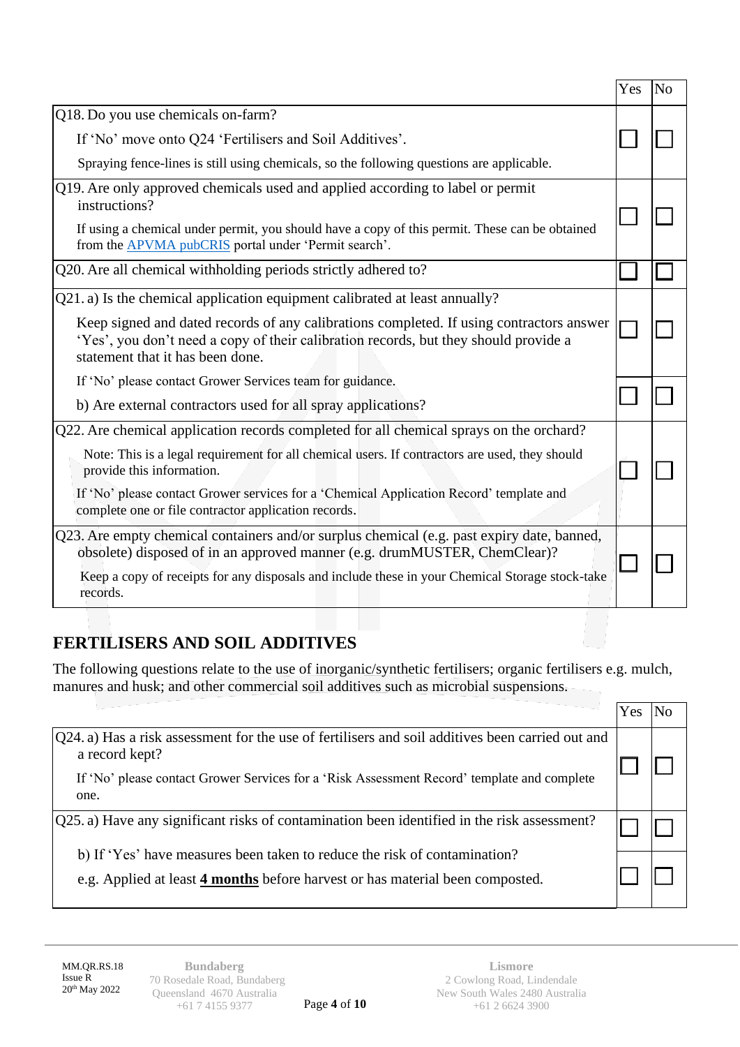| | Yes | No |
|---|---|---|
| Q18. Do you use chemicals on-farm?<br>If 'No' move onto Q24 'Fertilisers and Soil Additives'.<br>Spraying fence-lines is still using chemicals, so the following questions are applicable. | ☐ | ☐ |
| Q19. Are only approved chemicals used and applied according to label or permit instructions?<br>If using a chemical under permit, you should have a copy of this permit. These can be obtained from the [APVMA pubCRIS](#) portal under 'Permit search'. | ☐ | ☐ |
| Q20. Are all chemical withholding periods strictly adhered to? | ☐ | ☐ |
| Q21. a) Is the chemical application equipment calibrated at least annually?<br>Keep signed and dated records of any calibrations completed. If using contractors answer 'Yes', you don't need a copy of their calibration records, but they should provide a statement that it has been done. | ☐ | ☐ |
| If 'No' please contact Grower Services team for guidance.<br>b) Are external contractors used for all spray applications? | ☐ | ☐ |
| Q22. Are chemical application records completed for all chemical sprays on the orchard?<br>Note: This is a legal requirement for all chemical users. If contractors are used, they should provide this information.<br>If 'No' please contact Grower services for a 'Chemical Application Record' template and complete one or file contractor application records. | ☐ | ☐ |
| Q23. Are empty chemical containers and/or surplus chemical (e.g. past expiry date, banned, obsolete) disposed of in an approved manner (e.g. drumMUSTER, ChemClear)?<br>Keep a copy of receipts for any disposals and include these in your Chemical Storage stock-take records. | ☐ | ☐ |

## FERTILISERS AND SOIL ADDITIVES

The following questions relate to the use of inorganic/synthetic fertilisers; organic fertilisers e.g. mulch, manures and husk; and other commercial soil additives such as microbial suspensions.

| | Yes | No |
|---|---|---|
| Q24. a) Has a risk assessment for the use of fertilisers and soil additives been carried out and a record kept?<br>If 'No' please contact Grower Services for a 'Risk Assessment Record' template and complete one. | ☐ | ☐ |
| Q25. a) Have any significant risks of contamination been identified in the risk assessment? | ☐ | ☐ |
| b) If 'Yes' have measures been taken to reduce the risk of contamination?<br>e.g. Applied at least **4 months** before harvest or has material been composted. | ☐ | ☐ |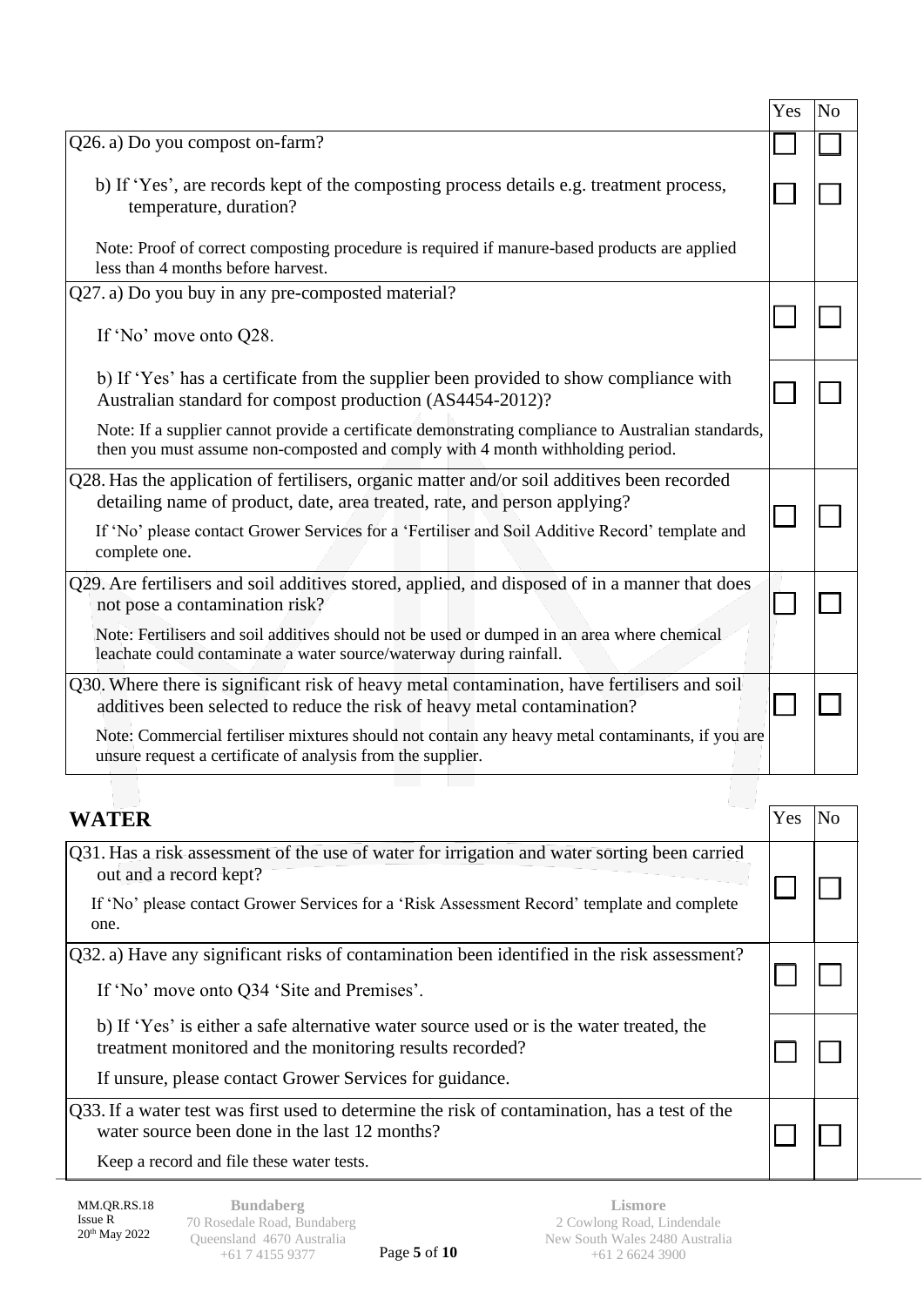| | Yes | No |
|---|---|---|
| Q26. a) Do you compost on-farm? | ☐ | ☐ |
| b) If 'Yes', are records kept of the composting process details e.g. treatment process, temperature, duration?<br><br>Note: Proof of correct composting procedure is required if manure-based products are applied less than 4 months before harvest. | ☐ | ☐ |
| Q27. a) Do you buy in any pre-composted material?<br><br>If 'No' move onto Q28. | ☐ | ☐ |
| b) If 'Yes' has a certificate from the supplier been provided to show compliance with Australian standard for compost production (AS4454-2012)?<br><br>Note: If a supplier cannot provide a certificate demonstrating compliance to Australian standards, then you must assume non-composted and comply with 4 month withholding period. | ☐ | ☐ |
| Q28. Has the application of fertilisers, organic matter and/or soil additives been recorded detailing name of product, date, area treated, rate, and person applying?<br><br>If 'No' please contact Grower Services for a 'Fertiliser and Soil Additive Record' template and complete one. | ☐ | ☐ |
| Q29. Are fertilisers and soil additives stored, applied, and disposed of in a manner that does not pose a contamination risk?<br><br>Note: Fertilisers and soil additives should not be used or dumped in an area where chemical leachate could contaminate a water source/waterway during rainfall. | ☐ | ☐ |
| Q30. Where there is significant risk of heavy metal contamination, have fertilisers and soil additives been selected to reduce the risk of heavy metal contamination?<br><br>Note: Commercial fertiliser mixtures should not contain any heavy metal contaminants, if you are unsure request a certificate of analysis from the supplier. | ☐ | ☐ |

| **WATER** | Yes | No |
|---|---|---|
| Q31. Has a risk assessment of the use of water for irrigation and water sorting been carried out and a record kept?<br><br>If 'No' please contact Grower Services for a 'Risk Assessment Record' template and complete one. | ☐ | ☐ |
| Q32. a) Have any significant risks of contamination been identified in the risk assessment?<br><br>If 'No' move onto Q34 'Site and Premises'. | ☐ | ☐ |
| b) If 'Yes' is either a safe alternative water source used or is the water treated, the treatment monitored and the monitoring results recorded?<br><br>If unsure, please contact Grower Services for guidance. | ☐ | ☐ |
| Q33. If a water test was first used to determine the risk of contamination, has a test of the water source been done in the last 12 months?<br><br>Keep a record and file these water tests. | ☐ | ☐ |

MM.QR.RS.18
Issue R
20th May 2022

**Bundaberg**
70 Rosedale Road, Bundaberg
Queensland 4670 Australia
+61 7 4155 9377

**Lismore**
2 Cowlong Road, Lindendale
New South Wales 2480 Australia
+61 2 6624 3900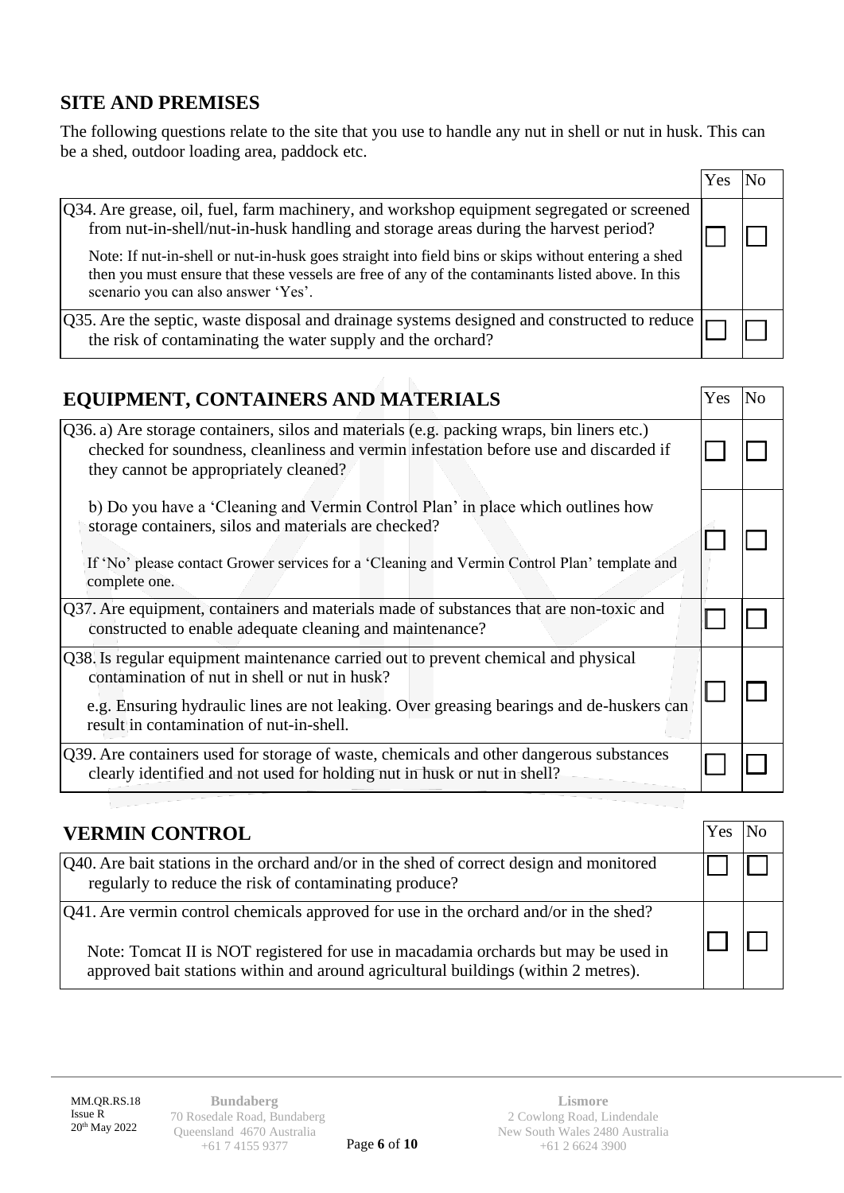## SITE AND PREMISES

The following questions relate to the site that you use to handle any nut in shell or nut in husk. This can be a shed, outdoor loading area, paddock etc.

| | Yes | No |
|---|---|---|
| Q34. Are grease, oil, fuel, farm machinery, and workshop equipment segregated or screened from nut-in-shell/nut-in-husk handling and storage areas during the harvest period?<br><br>Note: If nut-in-shell or nut-in-husk goes straight into field bins or skips without entering a shed then you must ensure that these vessels are free of any of the contaminants listed above. In this scenario you can also answer 'Yes'. | ☐ | ☐ |
| Q35. Are the septic, waste disposal and drainage systems designed and constructed to reduce the risk of contaminating the water supply and the orchard? | ☐ | ☐ |

| EQUIPMENT, CONTAINERS AND MATERIALS | Yes | No |
|---|---|---|
| Q36. a) Are storage containers, silos and materials (e.g. packing wraps, bin liners etc.) checked for soundness, cleanliness and vermin infestation before use and discarded if they cannot be appropriately cleaned? | ☐ | ☐ |
| b) Do you have a 'Cleaning and Vermin Control Plan' in place which outlines how storage containers, silos and materials are checked?<br><br>If 'No' please contact Grower services for a 'Cleaning and Vermin Control Plan' template and complete one. | ☐ | ☐ |
| Q37. Are equipment, containers and materials made of substances that are non-toxic and constructed to enable adequate cleaning and maintenance? | ☐ | ☐ |
| Q38. Is regular equipment maintenance carried out to prevent chemical and physical contamination of nut in shell or nut in husk?<br><br>e.g. Ensuring hydraulic lines are not leaking. Over greasing bearings and de-huskers can result in contamination of nut-in-shell. | ☐ | ☐ |
| Q39. Are containers used for storage of waste, chemicals and other dangerous substances clearly identified and not used for holding nut in husk or nut in shell? | ☐ | ☐ |

| VERMIN CONTROL | Yes | No |
|---|---|---|
| Q40. Are bait stations in the orchard and/or in the shed of correct design and monitored regularly to reduce the risk of contaminating produce? | ☐ | ☐ |
| Q41. Are vermin control chemicals approved for use in the orchard and/or in the shed?<br><br>Note: Tomcat II is NOT registered for use in macadamia orchards but may be used in approved bait stations within and around agricultural buildings (within 2 metres). | ☐ | ☐ |

MM.QR.RS.18
Issue R
20th May 2022

**Bundaberg**
70 Rosedale Road, Bundaberg
Queensland 4670 Australia
+61 7 4155 9377

**Lismore**
2 Cowlong Road, Lindendale
New South Wales 2480 Australia
+61 2 6624 3900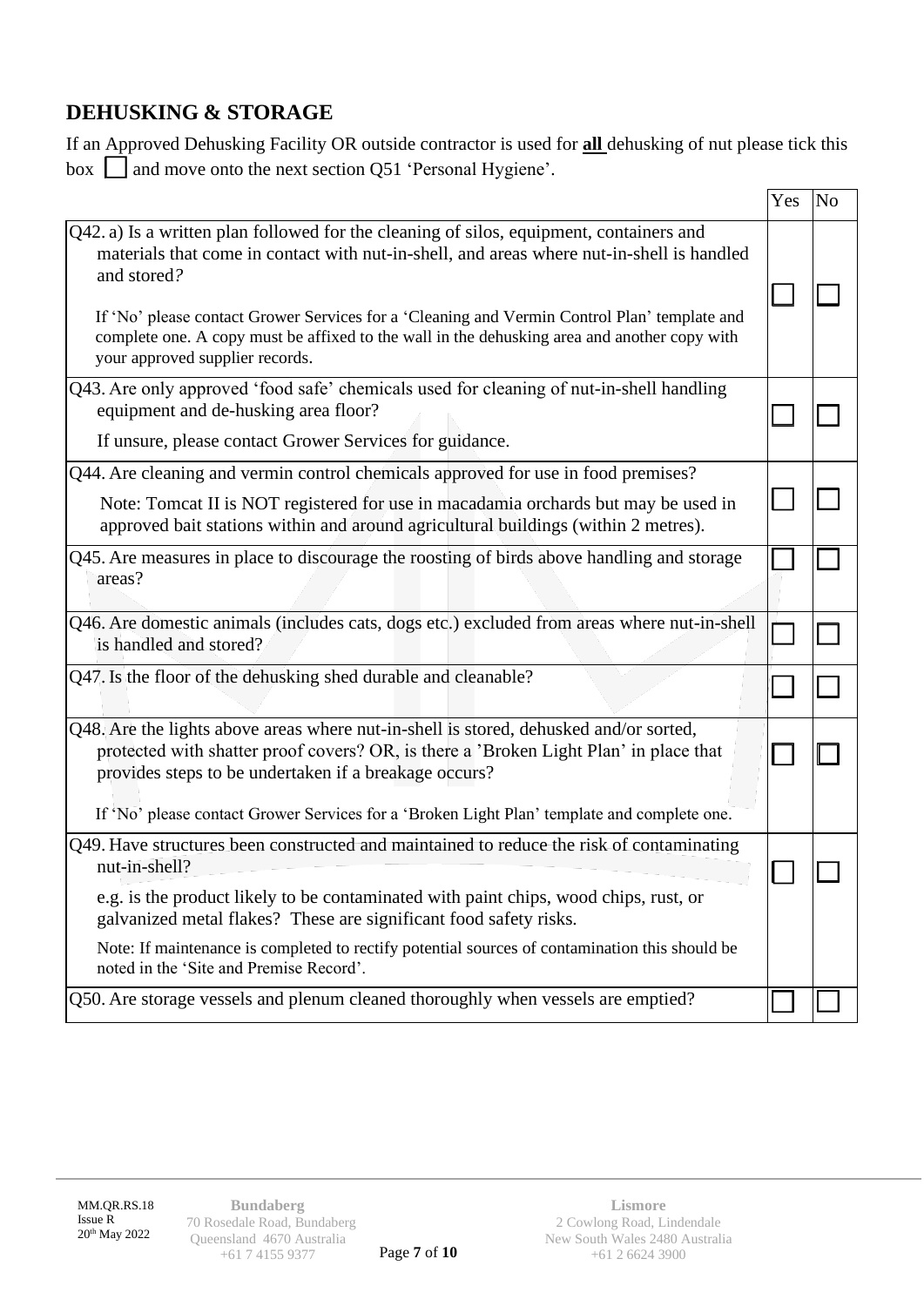## DEHUSKING & STORAGE

If an Approved Dehusking Facility OR outside contractor is used for **all** dehusking of nut please tick this box ☐ and move onto the next section Q51 'Personal Hygiene'.

| | Yes | No |
|---|---|---|
| Q42. a) Is a written plan followed for the cleaning of silos, equipment, containers and materials that come in contact with nut-in-shell, and areas where nut-in-shell is handled and stored?<br><br>If 'No' please contact Grower Services for a 'Cleaning and Vermin Control Plan' template and complete one. A copy must be affixed to the wall in the dehusking area and another copy with your approved supplier records. | ☐ | ☐ |
| Q43. Are only approved 'food safe' chemicals used for cleaning of nut-in-shell handling equipment and de-husking area floor?<br><br>If unsure, please contact Grower Services for guidance. | ☐ | ☐ |
| Q44. Are cleaning and vermin control chemicals approved for use in food premises?<br><br>Note: Tomcat II is NOT registered for use in macadamia orchards but may be used in approved bait stations within and around agricultural buildings (within 2 metres). | ☐ | ☐ |
| Q45. Are measures in place to discourage the roosting of birds above handling and storage areas? | ☐ | ☐ |
| Q46. Are domestic animals (includes cats, dogs etc.) excluded from areas where nut-in-shell is handled and stored? | ☐ | ☐ |
| Q47. Is the floor of the dehusking shed durable and cleanable? | ☐ | ☐ |
| Q48. Are the lights above areas where nut-in-shell is stored, dehusked and/or sorted, protected with shatter proof covers? OR, is there a 'Broken Light Plan' in place that provides steps to be undertaken if a breakage occurs?<br><br>If 'No' please contact Grower Services for a 'Broken Light Plan' template and complete one. | ☐ | ☐ |
| Q49. Have structures been constructed and maintained to reduce the risk of contaminating nut-in-shell?<br><br>e.g. is the product likely to be contaminated with paint chips, wood chips, rust, or galvanized metal flakes? These are significant food safety risks.<br><br>Note: If maintenance is completed to rectify potential sources of contamination this should be noted in the 'Site and Premise Record'. | ☐ | ☐ |
| Q50. Are storage vessels and plenum cleaned thoroughly when vessels are emptied? | ☐ | ☐ |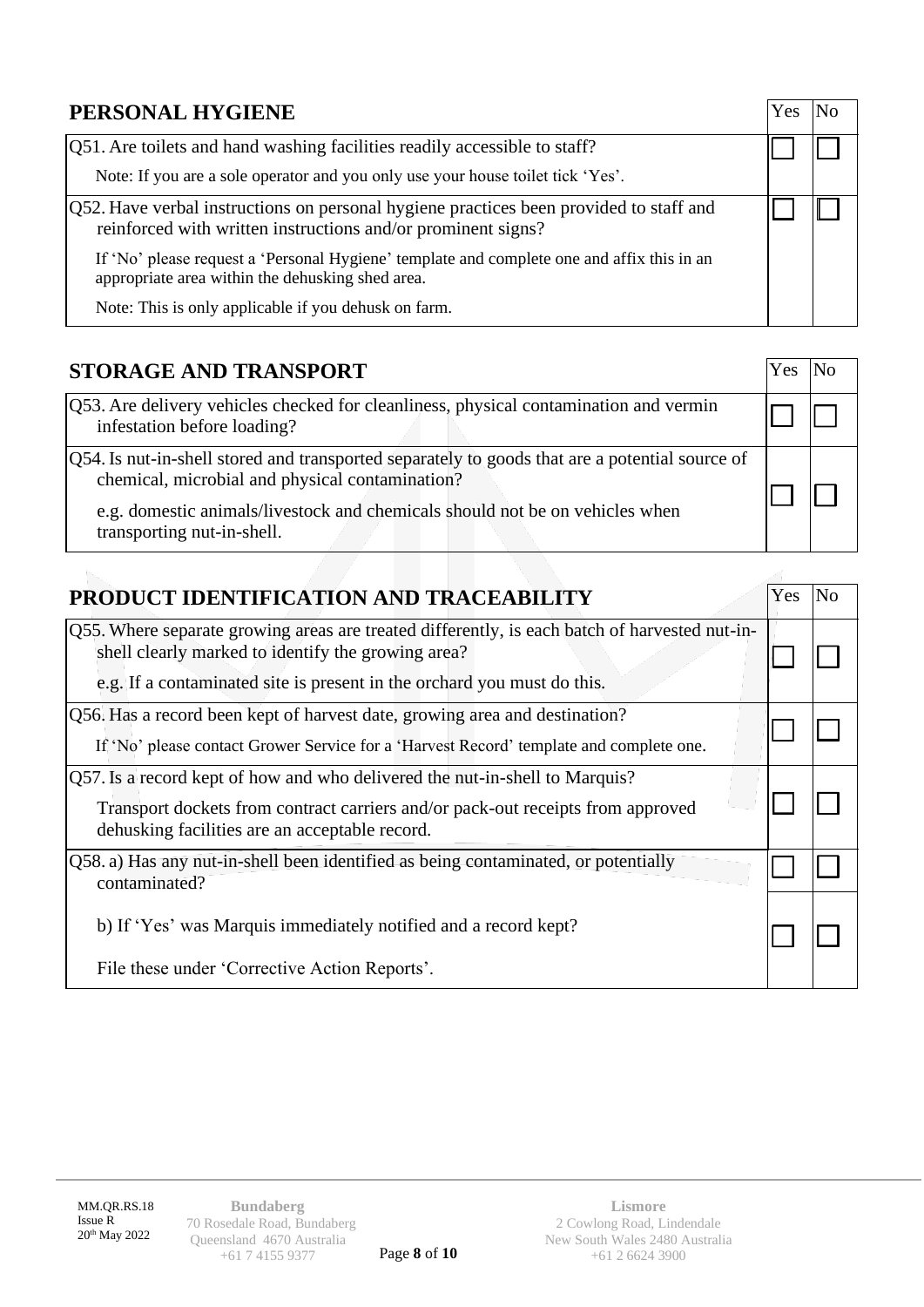| PERSONAL HYGIENE | Yes | No |
|---|---|---|
| Q51. Are toilets and hand washing facilities readily accessible to staff?<br>Note: If you are a sole operator and you only use your house toilet tick 'Yes'. | ☐ | ☐ |
| Q52. Have verbal instructions on personal hygiene practices been provided to staff and reinforced with written instructions and/or prominent signs?<br>If 'No' please request a 'Personal Hygiene' template and complete one and affix this in an appropriate area within the dehusking shed area.<br>Note: This is only applicable if you dehusk on farm. | ☐ | ☐ |

| STORAGE AND TRANSPORT | Yes | No |
|---|---|---|
| Q53. Are delivery vehicles checked for cleanliness, physical contamination and vermin infestation before loading? | ☐ | ☐ |
| Q54. Is nut-in-shell stored and transported separately to goods that are a potential source of chemical, microbial and physical contamination?<br>e.g. domestic animals/livestock and chemicals should not be on vehicles when transporting nut-in-shell. | ☐ | ☐ |

| PRODUCT IDENTIFICATION AND TRACEABILITY | Yes | No |
|---|---|---|
| Q55. Where separate growing areas are treated differently, is each batch of harvested nut-in-shell clearly marked to identify the growing area?<br>e.g. If a contaminated site is present in the orchard you must do this. | ☐ | ☐ |
| Q56. Has a record been kept of harvest date, growing area and destination?<br>If 'No' please contact Grower Service for a 'Harvest Record' template and complete one. | ☐ | ☐ |
| Q57. Is a record kept of how and who delivered the nut-in-shell to Marquis?<br>Transport dockets from contract carriers and/or pack-out receipts from approved dehusking facilities are an acceptable record. | ☐ | ☐ |
| Q58. a) Has any nut-in-shell been identified as being contaminated, or potentially contaminated? | ☐ | ☐ |
| b) If 'Yes' was Marquis immediately notified and a record kept?<br>File these under 'Corrective Action Reports'. | ☐ | ☐ |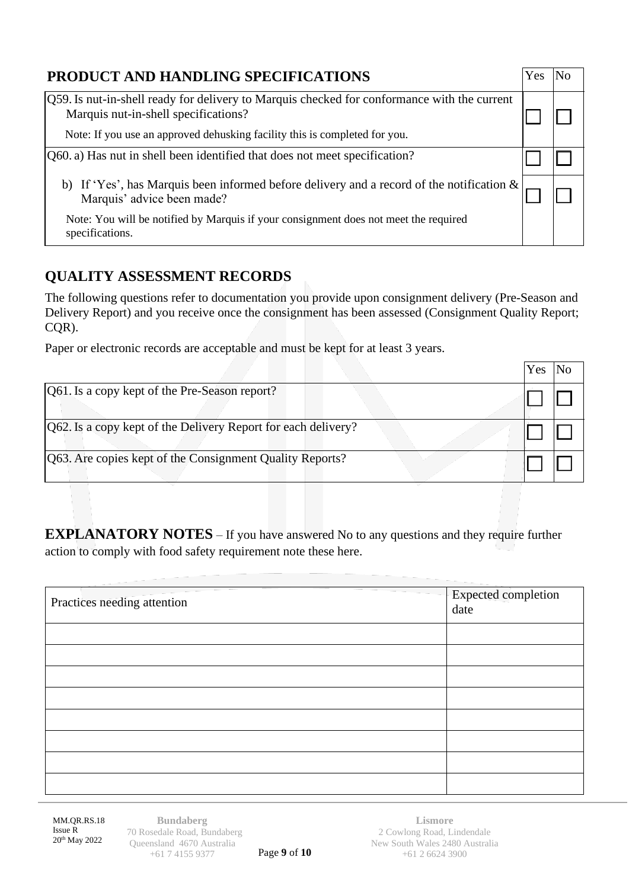## PRODUCT AND HANDLING SPECIFICATIONS

| | Yes | No |
|---|---|---|
| Q59. Is nut-in-shell ready for delivery to Marquis checked for conformance with the current Marquis nut-in-shell specifications?<br>Note: If you use an approved dehusking facility this is completed for you. | ☐ | ☐ |
| Q60. a) Has nut in shell been identified that does not meet specification? | ☐ | ☐ |
| b) If 'Yes', has Marquis been informed before delivery and a record of the notification & Marquis' advice been made?<br>Note: You will be notified by Marquis if your consignment does not meet the required specifications. | ☐ | ☐ |

## QUALITY ASSESSMENT RECORDS

The following questions refer to documentation you provide upon consignment delivery (Pre-Season and Delivery Report) and you receive once the consignment has been assessed (Consignment Quality Report; CQR).

Paper or electronic records are acceptable and must be kept for at least 3 years.

| | Yes | No |
|---|---|---|
| Q61. Is a copy kept of the Pre-Season report? | ☐ | ☐ |
| Q62. Is a copy kept of the Delivery Report for each delivery? | ☐ | ☐ |
| Q63. Are copies kept of the Consignment Quality Reports? | ☐ | ☐ |

**EXPLANATORY NOTES** – If you have answered No to any questions and they require further action to comply with food safety requirement note these here.

| Practices needing attention | Expected completion date |
|---|---|
| | |
| | |
| | |
| | |
| | |
| | |
| | |
| | |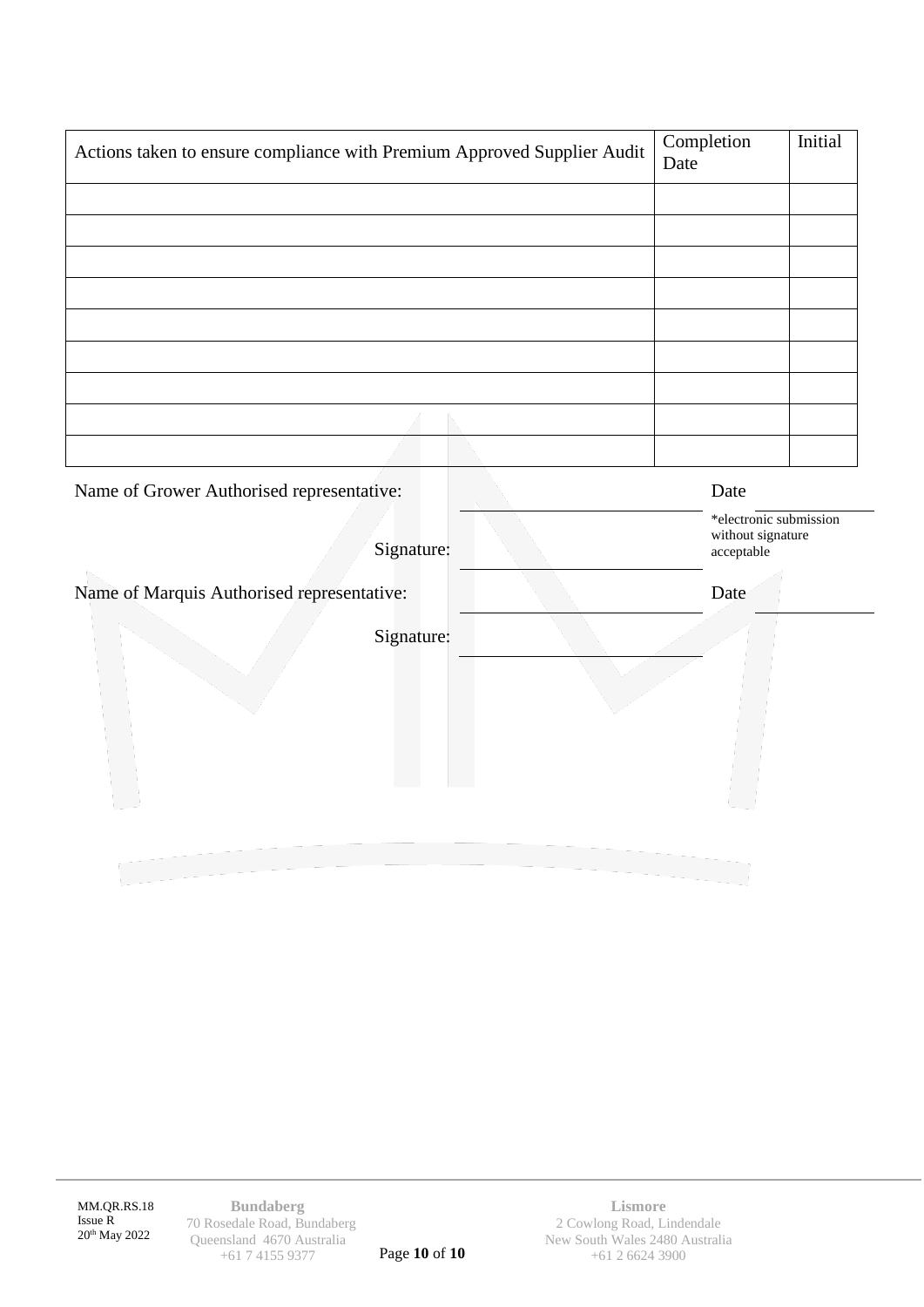| Actions taken to ensure compliance with Premium Approved Supplier Audit | Completion Date | Initial |
| --- | --- | --- |
| | | |
| | | |
| | | |
| | | |
| | | |
| | | |
| | | |
| | | |
| | | |

Name of Grower Authorised representative: \_\_\_\_\_\_\_\_\_\_\_\_\_\_\_\_\_\_\_\_ Date \_\_\_\_\_\_\_\_\_\_

Signature: \_\_\_\_\_\_\_\_\_\_\_\_\_\_\_\_\_\_\_\_

*electronic submission without signature acceptable

Name of Marquis Authorised representative: \_\_\_\_\_\_\_\_\_\_\_\_\_\_\_\_\_\_\_\_ Date \_\_\_\_\_\_\_\_\_\_

Signature: \_\_\_\_\_\_\_\_\_\_\_\_\_\_\_\_\_\_\_\_